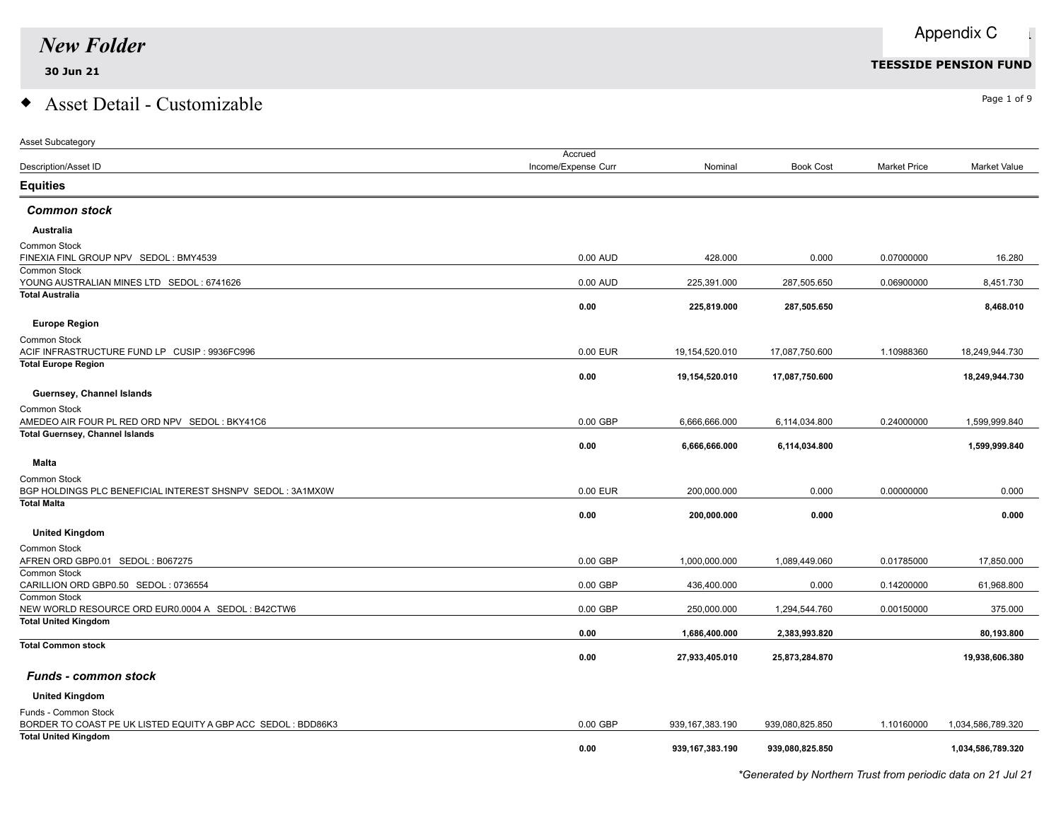# New Folder

**30 Jun 21**

Appendix C

**TEESSIDE PENSION FUND**

## Asset Detail - Customizable

| Asset Subcategory<br>Description/Asset ID | Accrued Income/Expense Curr | Nominal | Book Cost | Market Price | Market Value |
|---|---|---|---|---|---|
| **Equities** | | | | | |
| ***Common stock*** | | | | | |
| **Australia** | | | | | |
| Common Stock<br>FINEXIA FINL GROUP NPV SEDOL : BMY4539 | 0.00 AUD | 428.000 | 0.000 | 0.07000000 | 16.280 |
| Common Stock<br>YOUNG AUSTRALIAN MINES LTD SEDOL : 6741626 | 0.00 AUD | 225,391.000 | 287,505.650 | 0.06900000 | 8,451.730 |
| **Total Australia** | **0.00** | **225,819.000** | **287,505.650** | | **8,468.010** |
| **Europe Region** | | | | | |
| Common Stock<br>ACIF INFRASTRUCTURE FUND LP CUSIP : 9936FC996 | 0.00 EUR | 19,154,520.010 | 17,087,750.600 | 1.10988360 | 18,249,944.730 |
| **Total Europe Region** | **0.00** | **19,154,520.010** | **17,087,750.600** | | **18,249,944.730** |
| **Guernsey, Channel Islands** | | | | | |
| Common Stock<br>AMEDEO AIR FOUR PL RED ORD NPV SEDOL : BKY41C6 | 0.00 GBP | 6,666,666.000 | 6,114,034.800 | 0.24000000 | 1,599,999.840 |
| **Total Guernsey, Channel Islands** | **0.00** | **6,666,666.000** | **6,114,034.800** | | **1,599,999.840** |
| **Malta** | | | | | |
| Common Stock<br>BGP HOLDINGS PLC BENEFICIAL INTEREST SHSNPV SEDOL : 3A1MX0W | 0.00 EUR | 200,000.000 | 0.000 | 0.00000000 | 0.000 |
| **Total Malta** | **0.00** | **200,000.000** | **0.000** | | **0.000** |
| **United Kingdom** | | | | | |
| Common Stock<br>AFREN ORD GBP0.01 SEDOL : B067275 | 0.00 GBP | 1,000,000.000 | 1,089,449.060 | 0.01785000 | 17,850.000 |
| Common Stock<br>CARILLION ORD GBP0.50 SEDOL : 0736554 | 0.00 GBP | 436,400.000 | 0.000 | 0.14200000 | 61,968.800 |
| Common Stock<br>NEW WORLD RESOURCE ORD EUR0.0004 A SEDOL : B42CTW6 | 0.00 GBP | 250,000.000 | 1,294,544.760 | 0.00150000 | 375.000 |
| **Total United Kingdom** | **0.00** | **1,686,400.000** | **2,383,993.820** | | **80,193.800** |
| **Total Common stock** | **0.00** | **27,933,405.010** | **25,873,284.870** | | **19,938,606.380** |
| ***Funds - common stock*** | | | | | |
| **United Kingdom** | | | | | |
| Funds - Common Stock<br>BORDER TO COAST PE UK LISTED EQUITY A GBP ACC SEDOL : BDD86K3 | 0.00 GBP | 939,167,383.190 | 939,080,825.850 | 1.10160000 | 1,034,586,789.320 |
| **Total United Kingdom** | **0.00** | **939,167,383.190** | **939,080,825.850** | | **1,034,586,789.320** |

*\*Generated by Northern Trust from periodic data on 21 Jul 21*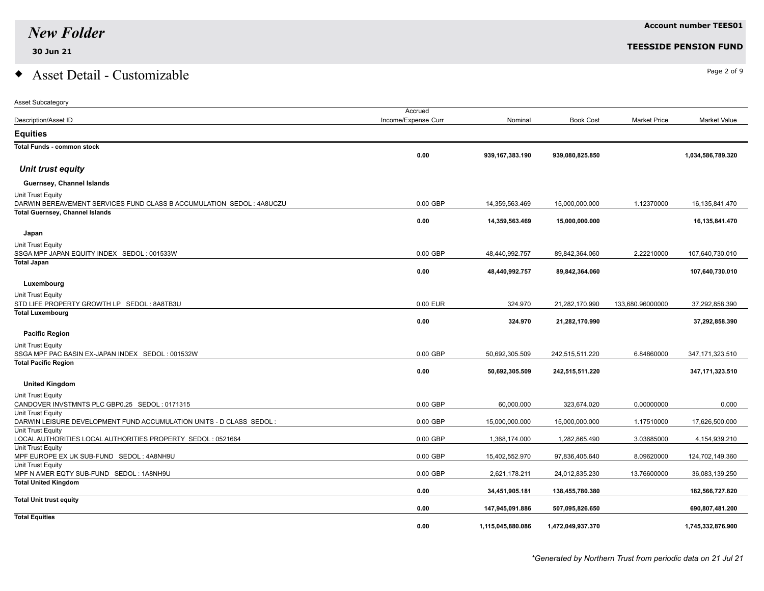# New Folder

**30 Jun 21**

**Account number TEES01**

**TEESIDE PENSION FUND**

## ◆ Asset Detail - Customizable

| Asset Subcategory<br>Description/Asset ID | Accrued Income/Expense Curr | Nominal | Book Cost | Market Price | Market Value |
|---|---|---|---|---|---|
| **Equities** | | | | | |
| **Total Funds - common stock** | **0.00** | **939,167,383.190** | **939,080,825.850** | | **1,034,586,789.320** |
| ***Unit trust equity*** | | | | | |
| **Guernsey, Channel Islands** | | | | | |
| Unit Trust Equity<br>DARWIN BEREAVEMENT SERVICES FUND CLASS B ACCUMULATION SEDOL : 4A8UCZU | 0.00 GBP | 14,359,563.469 | 15,000,000.000 | 1.12370000 | 16,135,841.470 |
| **Total Guernsey, Channel Islands** | **0.00** | **14,359,563.469** | **15,000,000.000** | | **16,135,841.470** |
| **Japan** | | | | | |
| Unit Trust Equity<br>SSGA MPF JAPAN EQUITY INDEX SEDOL : 001533W | 0.00 GBP | 48,440,992.757 | 89,842,364.060 | 2.22210000 | 107,640,730.010 |
| **Total Japan** | **0.00** | **48,440,992.757** | **89,842,364.060** | | **107,640,730.010** |
| **Luxembourg** | | | | | |
| Unit Trust Equity<br>STD LIFE PROPERTY GROWTH LP SEDOL : 8A8TB3U | 0.00 EUR | 324.970 | 21,282,170.990 | 133,680.96000000 | 37,292,858.390 |
| **Total Luxembourg** | **0.00** | **324.970** | **21,282,170.990** | | **37,292,858.390** |
| **Pacific Region** | | | | | |
| Unit Trust Equity<br>SSGA MPF PAC BASIN EX-JAPAN INDEX SEDOL : 001532W | 0.00 GBP | 50,692,305.509 | 242,515,511.220 | 6.84860000 | 347,171,323.510 |
| **Total Pacific Region** | **0.00** | **50,692,305.509** | **242,515,511.220** | | **347,171,323.510** |
| **United Kingdom** | | | | | |
| Unit Trust Equity<br>CANDOVER INVSTMNTS PLC GBP0.25 SEDOL : 0171315 | 0.00 GBP | 60,000.000 | 323,674.020 | 0.00000000 | 0.000 |
| Unit Trust Equity<br>DARWIN LEISURE DEVELOPMENT FUND ACCUMULATION UNITS - D CLASS SEDOL : | 0.00 GBP | 15,000,000.000 | 15,000,000.000 | 1.17510000 | 17,626,500.000 |
| Unit Trust Equity<br>LOCAL AUTHORITIES LOCAL AUTHORITIES PROPERTY SEDOL : 0521664 | 0.00 GBP | 1,368,174.000 | 1,282,865.490 | 3.03685000 | 4,154,939.210 |
| Unit Trust Equity<br>MPF EUROPE EX UK SUB-FUND SEDOL : 4A8NH9U | 0.00 GBP | 15,402,552.970 | 97,836,405.640 | 8.09620000 | 124,702,149.360 |
| Unit Trust Equity<br>MPF N AMER EQTY SUB-FUND SEDOL : 1A8NH9U | 0.00 GBP | 2,621,178.211 | 24,012,835.230 | 13.76600000 | 36,083,139.250 |
| **Total United Kingdom** | **0.00** | **34,451,905.181** | **138,455,780.380** | | **182,566,727.820** |
| **Total Unit trust equity** | **0.00** | **147,945,091.886** | **507,095,826.650** | | **690,807,481.200** |
| **Total Equities** | **0.00** | **1,115,045,880.086** | **1,472,049,937.370** | | **1,745,332,876.900** |

*\*Generated by Northern Trust from periodic data on 21 Jul 21*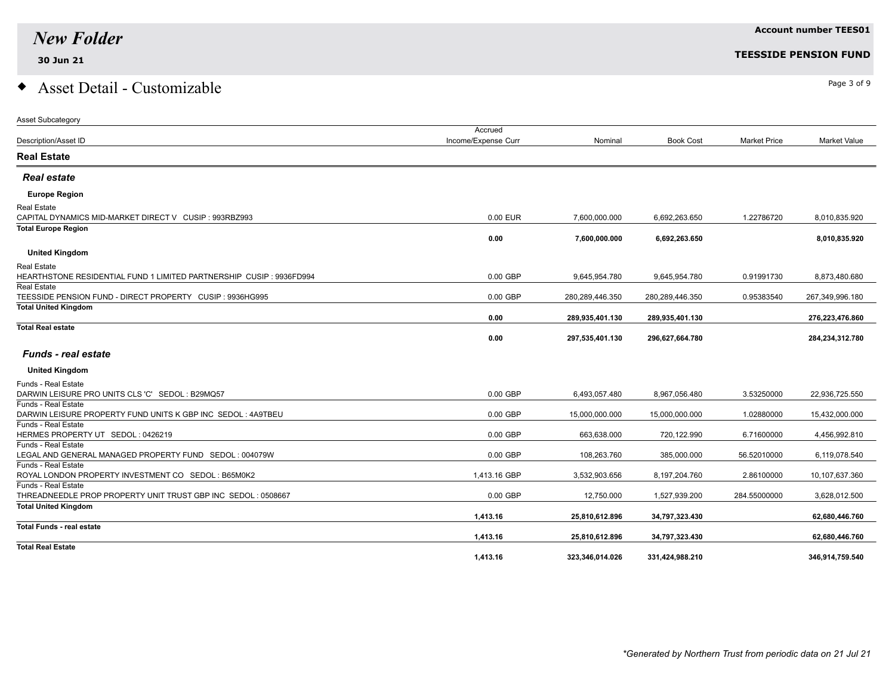# New Folder

**30 Jun 21**

**Account number TEES01**

**TEESSIDE PENSION FUND**

## ◆ Asset Detail - Customizable

| Asset Subcategory / Description/Asset ID | Accrued Income/Expense Curr | Nominal | Book Cost | Market Price | Market Value |
|---|---|---|---|---|---|
| **Real Estate** | | | | | |
| ***Real estate*** | | | | | |
| **Europe Region** | | | | | |
| Real Estate<br>CAPITAL DYNAMICS MID-MARKET DIRECT V CUSIP : 993RBZ993 | 0.00 EUR | 7,600,000.000 | 6,692,263.650 | 1.22786720 | 8,010,835.920 |
| **Total Europe Region** | **0.00** | **7,600,000.000** | **6,692,263.650** | | **8,010,835.920** |
| **United Kingdom** | | | | | |
| Real Estate<br>HEARTHSTONE RESIDENTIAL FUND 1 LIMITED PARTNERSHIP CUSIP : 9936FD994 | 0.00 GBP | 9,645,954.780 | 9,645,954.780 | 0.91991730 | 8,873,480.680 |
| Real Estate<br>TEESSIDE PENSION FUND - DIRECT PROPERTY CUSIP : 9936HG995 | 0.00 GBP | 280,289,446.350 | 280,289,446.350 | 0.95383540 | 267,349,996.180 |
| **Total United Kingdom** | **0.00** | **289,935,401.130** | **289,935,401.130** | | **276,223,476.860** |
| **Total Real estate** | **0.00** | **297,535,401.130** | **296,627,664.780** | | **284,234,312.780** |
| ***Funds - real estate*** | | | | | |
| **United Kingdom** | | | | | |
| Funds - Real Estate<br>DARWIN LEISURE PRO UNITS CLS 'C' SEDOL : B29MQ57 | 0.00 GBP | 6,493,057.480 | 8,967,056.480 | 3.53250000 | 22,936,725.550 |
| Funds - Real Estate<br>DARWIN LEISURE PROPERTY FUND UNITS K GBP INC SEDOL : 4A9TBEU | 0.00 GBP | 15,000,000.000 | 15,000,000.000 | 1.02880000 | 15,432,000.000 |
| Funds - Real Estate<br>HERMES PROPERTY UT SEDOL : 0426219 | 0.00 GBP | 663,638.000 | 720,122.990 | 6.71600000 | 4,456,992.810 |
| Funds - Real Estate<br>LEGAL AND GENERAL MANAGED PROPERTY FUND SEDOL : 004079W | 0.00 GBP | 108,263.760 | 385,000.000 | 56.52010000 | 6,119,078.540 |
| Funds - Real Estate<br>ROYAL LONDON PROPERTY INVESTMENT CO SEDOL : B65M0K2 | 1,413.16 GBP | 3,532,903.656 | 8,197,204.760 | 2.86100000 | 10,107,637.360 |
| Funds - Real Estate<br>THREADNEEDLE PROP PROPERTY UNIT TRUST GBP INC SEDOL : 0508667 | 0.00 GBP | 12,750.000 | 1,527,939.200 | 284.55000000 | 3,628,012.500 |
| **Total United Kingdom** | **1,413.16** | **25,810,612.896** | **34,797,323.430** | | **62,680,446.760** |
| **Total Funds - real estate** | **1,413.16** | **25,810,612.896** | **34,797,323.430** | | **62,680,446.760** |
| **Total Real Estate** | **1,413.16** | **323,346,014.026** | **331,424,988.210** | | **346,914,759.540** |

*Generated by Northern Trust from periodic data on 21 Jul 21*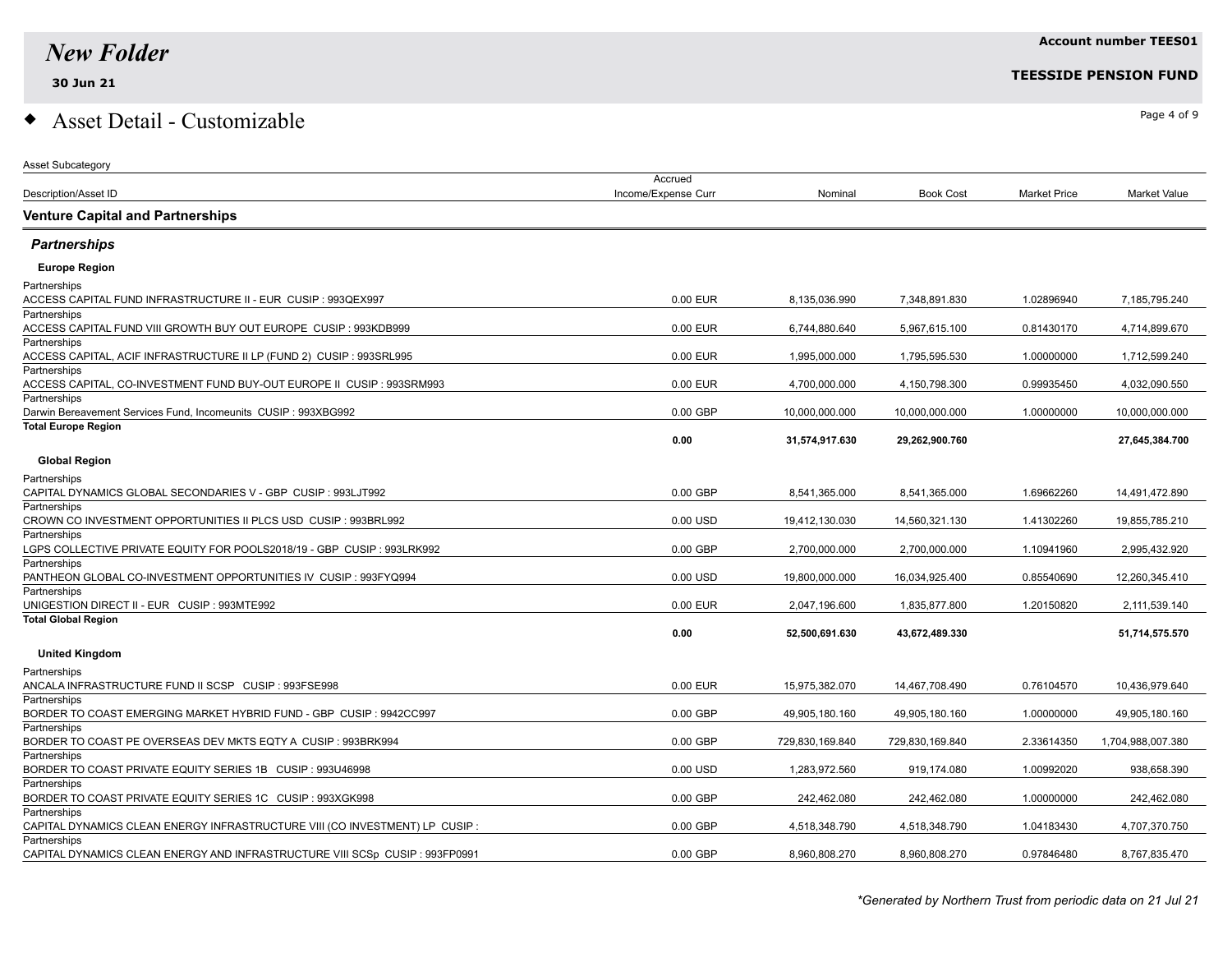# New Folder

**30 Jun 21**

**Account number TEES01**

**TEESSIDE PENSION FUND**

## ◆ Asset Detail - Customizable

| Asset Subcategory / Description/Asset ID | Accrued Income/Expense Curr | Nominal | Book Cost | Market Price | Market Value |
|---|---|---|---|---|---|
| **Venture Capital and Partnerships** | | | | | |
| ***Partnerships*** | | | | | |
| **Europe Region** | | | | | |
| Partnerships<br>ACCESS CAPITAL FUND INFRASTRUCTURE II - EUR CUSIP : 993QEX997 | 0.00 EUR | 8,135,036.990 | 7,348,891.830 | 1.02896940 | 7,185,795.240 |
| Partnerships<br>ACCESS CAPITAL FUND VIII GROWTH BUY OUT EUROPE CUSIP : 993KDB999 | 0.00 EUR | 6,744,880.640 | 5,967,615.100 | 0.81430170 | 4,714,899.670 |
| Partnerships<br>ACCESS CAPITAL, ACIF INFRASTRUCTURE II LP (FUND 2) CUSIP : 993SRL995 | 0.00 EUR | 1,995,000.000 | 1,795,595.530 | 1.00000000 | 1,712,599.240 |
| Partnerships<br>ACCESS CAPITAL, CO-INVESTMENT FUND BUY-OUT EUROPE II CUSIP : 993SRM993 | 0.00 EUR | 4,700,000.000 | 4,150,798.300 | 0.99935450 | 4,032,090.550 |
| Partnerships<br>Darwin Bereavement Services Fund, Incomeunits CUSIP : 993XBG992 | 0.00 GBP | 10,000,000.000 | 10,000,000.000 | 1.00000000 | 10,000,000.000 |
| **Total Europe Region** | **0.00** | **31,574,917.630** | **29,262,900.760** | | **27,645,384.700** |
| **Global Region** | | | | | |
| Partnerships<br>CAPITAL DYNAMICS GLOBAL SECONDARIES V - GBP CUSIP : 993LJT992 | 0.00 GBP | 8,541,365.000 | 8,541,365.000 | 1.69662260 | 14,491,472.890 |
| Partnerships<br>CROWN CO INVESTMENT OPPORTUNITIES II PLCS USD CUSIP : 993BRL992 | 0.00 USD | 19,412,130.030 | 14,560,321.130 | 1.41302260 | 19,855,785.210 |
| Partnerships<br>LGPS COLLECTIVE PRIVATE EQUITY FOR POOLS2018/19 - GBP CUSIP : 993LRK992 | 0.00 GBP | 2,700,000.000 | 2,700,000.000 | 1.10941960 | 2,995,432.920 |
| Partnerships<br>PANTHEON GLOBAL CO-INVESTMENT OPPORTUNITIES IV CUSIP : 993FYQ994 | 0.00 USD | 19,800,000.000 | 16,034,925.400 | 0.85540690 | 12,260,345.410 |
| Partnerships<br>UNIGESTION DIRECT II - EUR CUSIP : 993MTE992 | 0.00 EUR | 2,047,196.600 | 1,835,877.800 | 1.20150820 | 2,111,539.140 |
| **Total Global Region** | **0.00** | **52,500,691.630** | **43,672,489.330** | | **51,714,575.570** |
| **United Kingdom** | | | | | |
| Partnerships<br>ANCALA INFRASTRUCTURE FUND II SCSP CUSIP : 993FSE998 | 0.00 EUR | 15,975,382.070 | 14,467,708.490 | 0.76104570 | 10,436,979.640 |
| Partnerships<br>BORDER TO COAST EMERGING MARKET HYBRID FUND - GBP CUSIP : 9942CC997 | 0.00 GBP | 49,905,180.160 | 49,905,180.160 | 1.00000000 | 49,905,180.160 |
| Partnerships<br>BORDER TO COAST PE OVERSEAS DEV MKTS EQTY A CUSIP : 993BRK994 | 0.00 GBP | 729,830,169.840 | 729,830,169.840 | 2.33614350 | 1,704,988,007.380 |
| Partnerships<br>BORDER TO COAST PRIVATE EQUITY SERIES 1B CUSIP : 993U46998 | 0.00 USD | 1,283,972.560 | 919,174.080 | 1.00992020 | 938,658.390 |
| Partnerships<br>BORDER TO COAST PRIVATE EQUITY SERIES 1C CUSIP : 993XGK998 | 0.00 GBP | 242,462.080 | 242,462.080 | 1.00000000 | 242,462.080 |
| Partnerships<br>CAPITAL DYNAMICS CLEAN ENERGY INFRASTRUCTURE VIII (CO INVESTMENT) LP CUSIP : | 0.00 GBP | 4,518,348.790 | 4,518,348.790 | 1.04183430 | 4,707,370.750 |
| Partnerships<br>CAPITAL DYNAMICS CLEAN ENERGY AND INFRASTRUCTURE VIII SCSp CUSIP : 993FP0991 | 0.00 GBP | 8,960,808.270 | 8,960,808.270 | 0.97846480 | 8,767,835.470 |

*\*Generated by Northern Trust from periodic data on 21 Jul 21*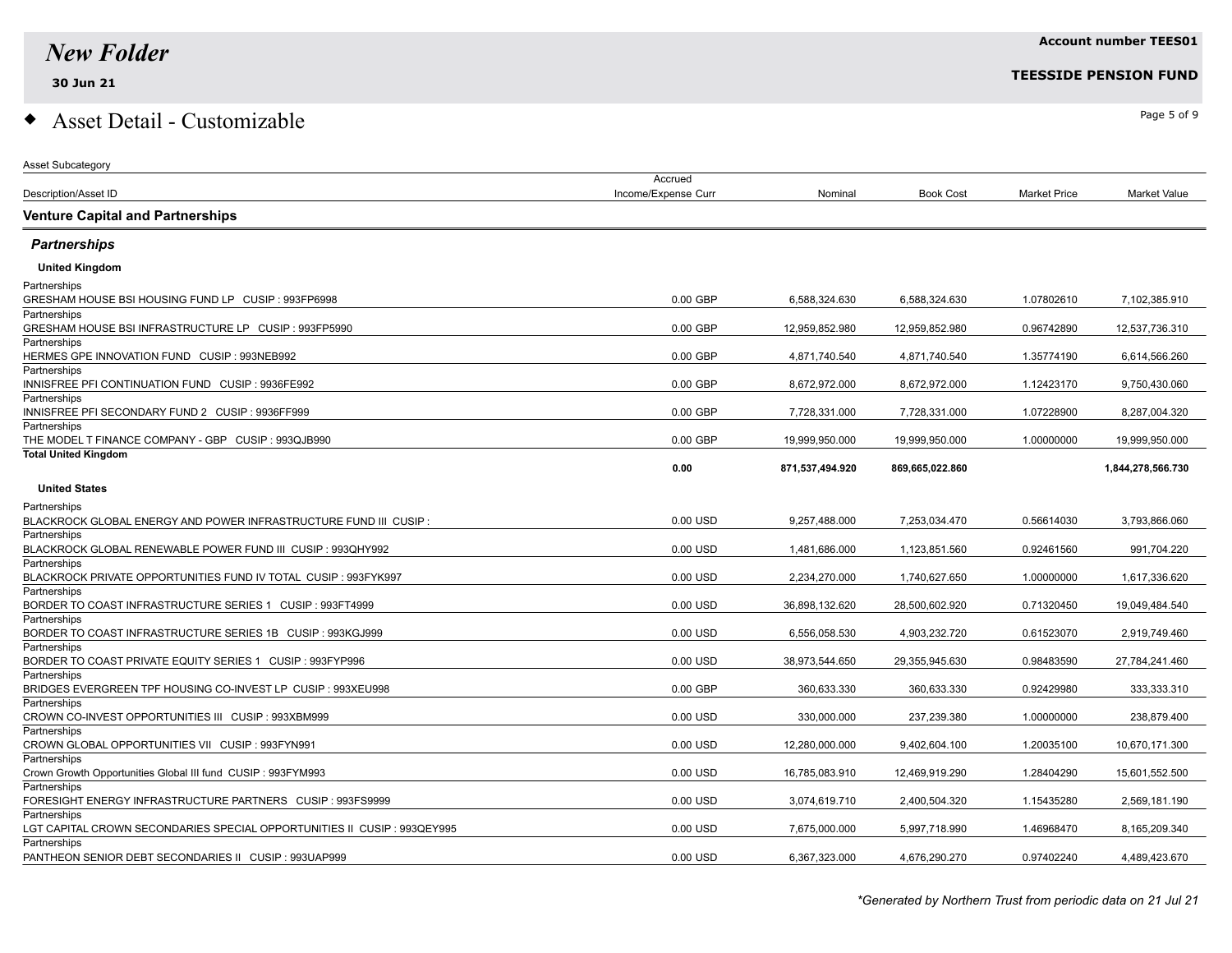# New Folder

**30 Jun 21**

**Account number TEES01**

**TEESIDE PENSION FUND**

## ◆ Asset Detail - Customizable

| Asset Subcategory<br>Description/Asset ID | Accrued<br>Income/Expense Curr | Nominal | Book Cost | Market Price | Market Value |
|---|---|---|---|---|---|
| **Venture Capital and Partnerships** | | | | | |
| ***Partnerships*** | | | | | |
| **United Kingdom** | | | | | |
| Partnerships<br>GRESHAM HOUSE BSI HOUSING FUND LP CUSIP : 993FP6998 | 0.00 GBP | 6,588,324.630 | 6,588,324.630 | 1.07802610 | 7,102,385.910 |
| Partnerships<br>GRESHAM HOUSE BSI INFRASTRUCTURE LP CUSIP : 993FP5990 | 0.00 GBP | 12,959,852.980 | 12,959,852.980 | 0.96742890 | 12,537,736.310 |
| Partnerships<br>HERMES GPE INNOVATION FUND CUSIP : 993NEB992 | 0.00 GBP | 4,871,740.540 | 4,871,740.540 | 1.35774190 | 6,614,566.260 |
| Partnerships<br>INNISFREE PFI CONTINUATION FUND CUSIP : 9936FE992 | 0.00 GBP | 8,672,972.000 | 8,672,972.000 | 1.12423170 | 9,750,430.060 |
| Partnerships<br>INNISFREE PFI SECONDARY FUND 2 CUSIP : 9936FF999 | 0.00 GBP | 7,728,331.000 | 7,728,331.000 | 1.07228900 | 8,287,004.320 |
| Partnerships<br>THE MODEL T FINANCE COMPANY - GBP CUSIP : 993QJB990 | 0.00 GBP | 19,999,950.000 | 19,999,950.000 | 1.00000000 | 19,999,950.000 |
| **Total United Kingdom** | **0.00** | **871,537,494.920** | **869,665,022.860** | | **1,844,278,566.730** |
| **United States** | | | | | |
| Partnerships<br>BLACKROCK GLOBAL ENERGY AND POWER INFRASTRUCTURE FUND III CUSIP : | 0.00 USD | 9,257,488.000 | 7,253,034.470 | 0.56614030 | 3,793,866.060 |
| Partnerships<br>BLACKROCK GLOBAL RENEWABLE POWER FUND III CUSIP : 993QHY992 | 0.00 USD | 1,481,686.000 | 1,123,851.560 | 0.92461560 | 991,704.220 |
| Partnerships<br>BLACKROCK PRIVATE OPPORTUNITIES FUND IV TOTAL CUSIP : 993FYK997 | 0.00 USD | 2,234,270.000 | 1,740,627.650 | 1.00000000 | 1,617,336.620 |
| Partnerships<br>BORDER TO COAST INFRASTRUCTURE SERIES 1 CUSIP : 993FT4999 | 0.00 USD | 36,898,132.620 | 28,500,602.920 | 0.71320450 | 19,049,484.540 |
| Partnerships<br>BORDER TO COAST INFRASTRUCTURE SERIES 1B CUSIP : 993KGJ999 | 0.00 USD | 6,556,058.530 | 4,903,232.720 | 0.61523070 | 2,919,749.460 |
| Partnerships<br>BORDER TO COAST PRIVATE EQUITY SERIES 1 CUSIP : 993FYP996 | 0.00 USD | 38,973,544.650 | 29,355,945.630 | 0.98483590 | 27,784,241.460 |
| Partnerships<br>BRIDGES EVERGREEN TPF HOUSING CO-INVEST LP CUSIP : 993XEU998 | 0.00 GBP | 360,633.330 | 360,633.330 | 0.92429980 | 333,333.310 |
| Partnerships<br>CROWN CO-INVEST OPPORTUNITIES III CUSIP : 993XBM999 | 0.00 USD | 330,000.000 | 237,239.380 | 1.00000000 | 238,879.400 |
| Partnerships<br>CROWN GLOBAL OPPORTUNITIES VII CUSIP : 993FYN991 | 0.00 USD | 12,280,000.000 | 9,402,604.100 | 1.20035100 | 10,670,171.300 |
| Partnerships<br>Crown Growth Opportunities Global III fund CUSIP : 993FYM993 | 0.00 USD | 16,785,083.910 | 12,469,919.290 | 1.28404290 | 15,601,552.500 |
| Partnerships<br>FORESIGHT ENERGY INFRASTRUCTURE PARTNERS CUSIP : 993FS9999 | 0.00 USD | 3,074,619.710 | 2,400,504.320 | 1.15435280 | 2,569,181.190 |
| Partnerships<br>LGT CAPITAL CROWN SECONDARIES SPECIAL OPPORTUNITIES II CUSIP : 993QEY995 | 0.00 USD | 7,675,000.000 | 5,997,718.990 | 1.46968470 | 8,165,209.340 |
| Partnerships<br>PANTHEON SENIOR DEBT SECONDARIES II CUSIP : 993UAP999 | 0.00 USD | 6,367,323.000 | 4,676,290.270 | 0.97402240 | 4,489,423.670 |

*\*Generated by Northern Trust from periodic data on 21 Jul 21*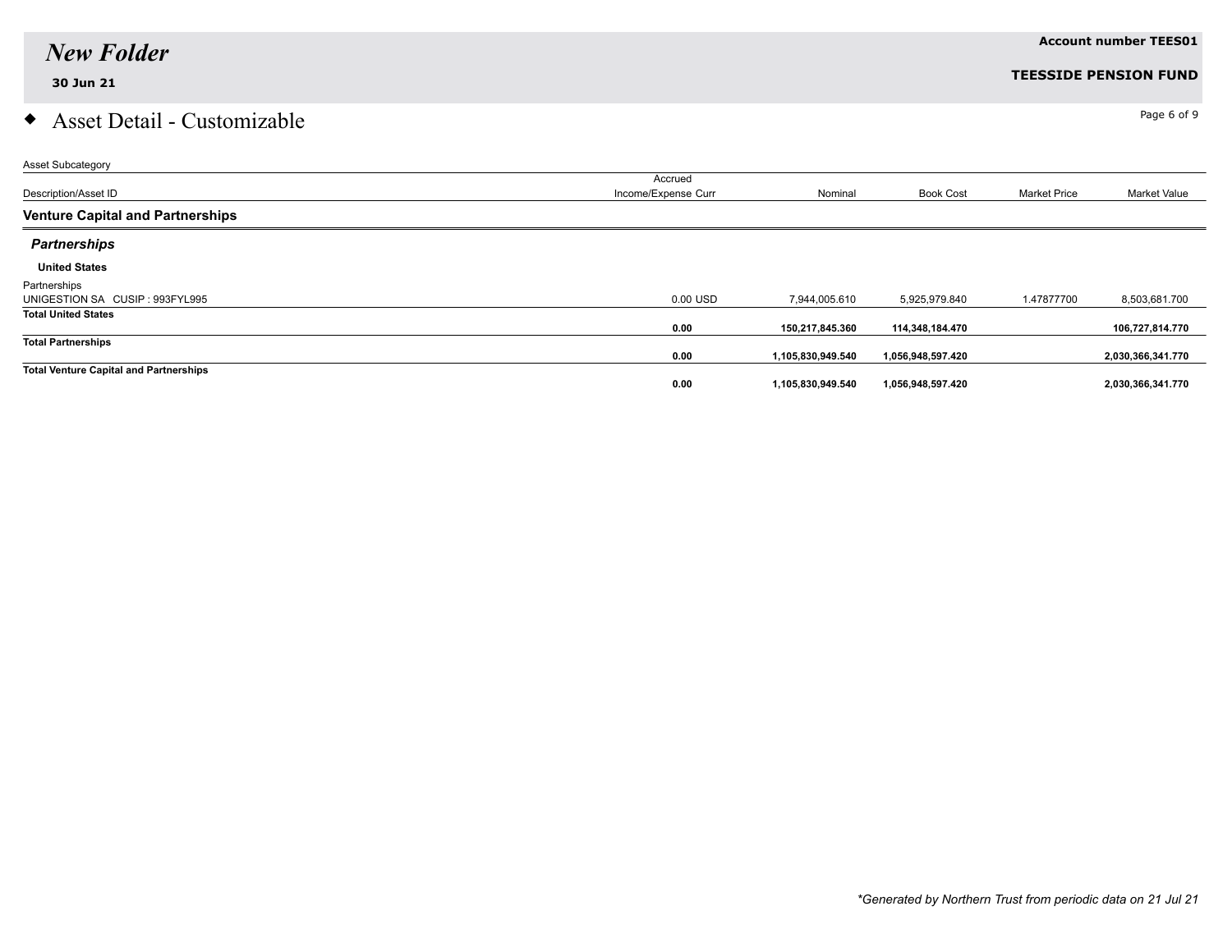# Asset Detail - Customizable

| Asset Subcategory | | | | | |
|---|---|---|---|---|---|
| Description/Asset ID | Accrued Income/Expense Curr | Nominal | Book Cost | Market Price | Market Value |
| **Venture Capital and Partnerships** | | | | | |
| ***Partnerships*** | | | | | |
| **United States** | | | | | |
| Partnerships | | | | | |
| UNIGESTION SA CUSIP : 993FYL995 | 0.00 USD | 7,944,005.610 | 5,925,979.840 | 1.47877700 | 8,503,681.700 |
| **Total United States** | **0.00** | **150,217,845.360** | **114,348,184.470** | | **106,727,814.770** |
| **Total Partnerships** | **0.00** | **1,105,830,949.540** | **1,056,948,597.420** | | **2,030,366,341.770** |
| **Total Venture Capital and Partnerships** | **0.00** | **1,105,830,949.540** | **1,056,948,597.420** | | **2,030,366,341.770** |

*\*Generated by Northern Trust from periodic data on 21 Jul 21*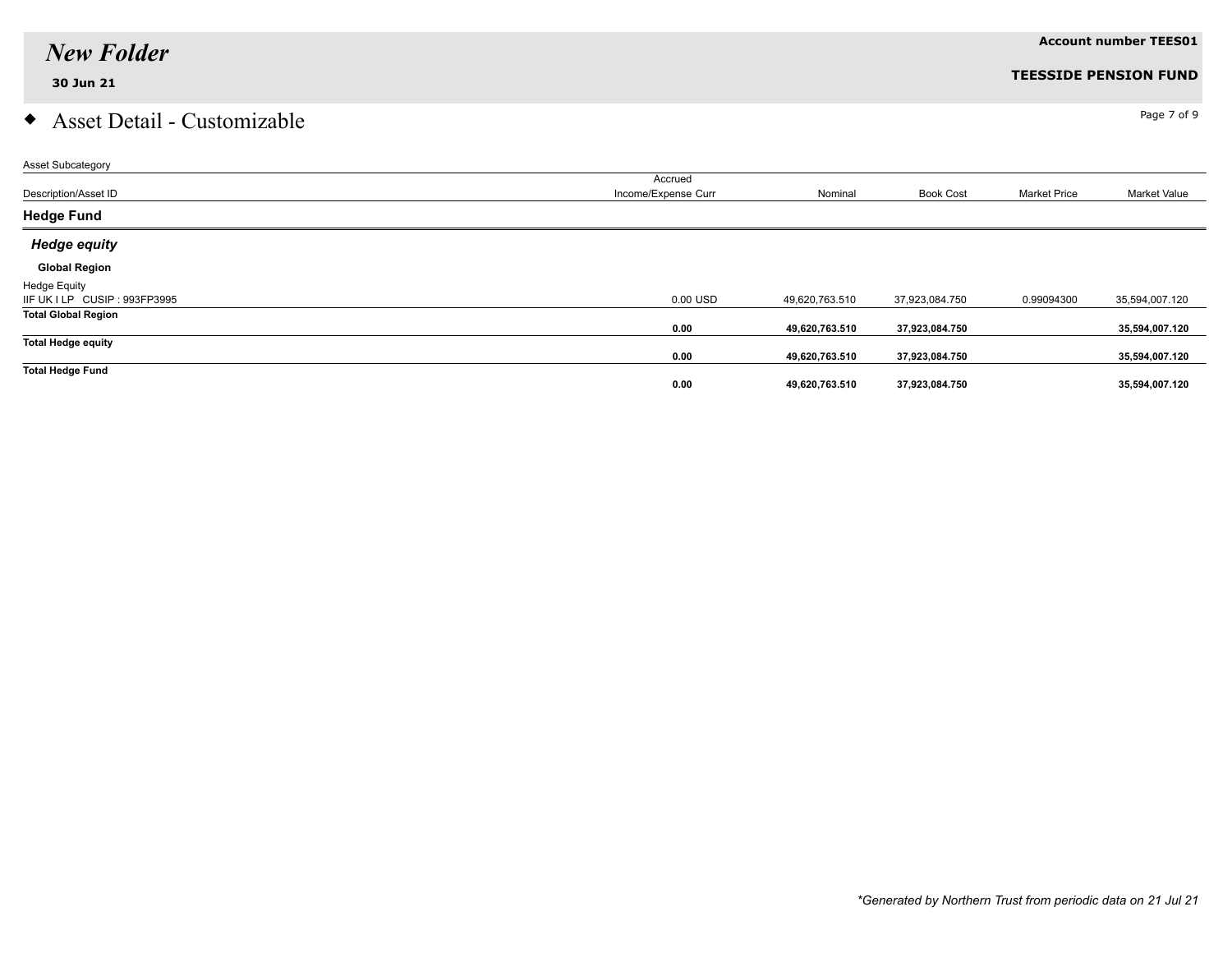# New Folder

**30 Jun 21**

**Account number TEES01**

**TEESSIDE PENSION FUND**

## ◆ Asset Detail - Customizable

| Asset Subcategory<br>Description/Asset ID | Accrued Income/Expense Curr | Nominal | Book Cost | Market Price | Market Value |
|---|---|---|---|---|---|
| **Hedge Fund** | | | | | |
| ***Hedge equity*** | | | | | |
| **Global Region** | | | | | |
| Hedge Equity<br>IIF UK I LP CUSIP : 993FP3995 | 0.00 USD | 49,620,763.510 | 37,923,084.750 | 0.99094300 | 35,594,007.120 |
| **Total Global Region** | **0.00** | **49,620,763.510** | **37,923,084.750** | | **35,594,007.120** |
| **Total Hedge equity** | **0.00** | **49,620,763.510** | **37,923,084.750** | | **35,594,007.120** |
| **Total Hedge Fund** | **0.00** | **49,620,763.510** | **37,923,084.750** | | **35,594,007.120** |

*\*Generated by Northern Trust from periodic data on 21 Jul 21*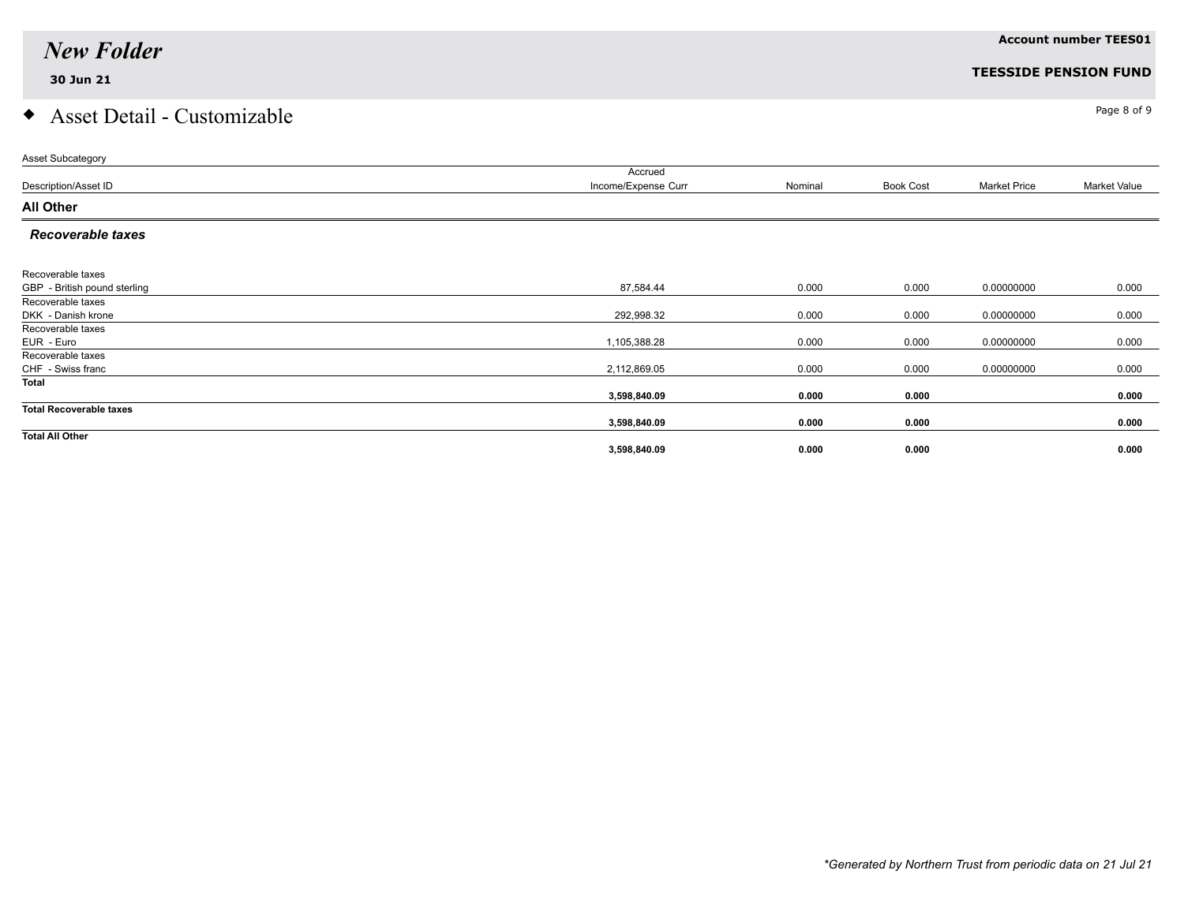# New Folder

**30 Jun 21**

**Account number TEES01**

**TEESSIDE PENSION FUND**

## ◆ Asset Detail - Customizable

| Asset Subcategory | | | | | |
|---|---|---|---|---|---|
| Description/Asset ID | Accrued Income/Expense Curr | Nominal | Book Cost | Market Price | Market Value |
| **All Other** | | | | | |
| ***Recoverable taxes*** | | | | | |
| Recoverable taxes<br>GBP - British pound sterling | 87,584.44 | 0.000 | 0.000 | 0.00000000 | 0.000 |
| Recoverable taxes<br>DKK - Danish krone | 292,998.32 | 0.000 | 0.000 | 0.00000000 | 0.000 |
| Recoverable taxes<br>EUR - Euro | 1,105,388.28 | 0.000 | 0.000 | 0.00000000 | 0.000 |
| Recoverable taxes<br>CHF - Swiss franc | 2,112,869.05 | 0.000 | 0.000 | 0.00000000 | 0.000 |
| **Total** | **3,598,840.09** | **0.000** | **0.000** | | **0.000** |
| **Total Recoverable taxes** | **3,598,840.09** | **0.000** | **0.000** | | **0.000** |
| **Total All Other** | **3,598,840.09** | **0.000** | **0.000** | | **0.000** |

*\*Generated by Northern Trust from periodic data on 21 Jul 21*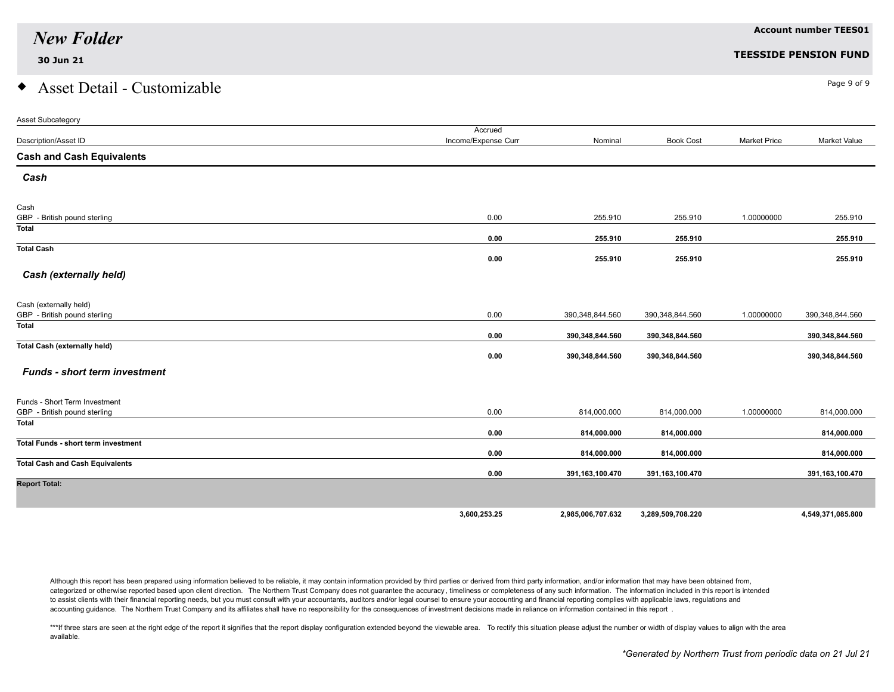# New Folder

**30 Jun 21**

**Account number TEES01**

**TEESIDE PENSION FUND**

## Asset Detail - Customizable

| Asset Subcategory | | | | | |
|---|---|---|---|---|---|
| Description/Asset ID | Accrued Income/Expense Curr | Nominal | Book Cost | Market Price | Market Value |
| **Cash and Cash Equivalents** | | | | | |
| ***Cash*** | | | | | |
| Cash | | | | | |
| GBP - British pound sterling | 0.00 | 255.910 | 255.910 | 1.00000000 | 255.910 |
| **Total** | **0.00** | **255.910** | **255.910** | | **255.910** |
| **Total Cash** | **0.00** | **255.910** | **255.910** | | **255.910** |
| ***Cash (externally held)*** | | | | | |
| Cash (externally held) | | | | | |
| GBP - British pound sterling | 0.00 | 390,348,844.560 | 390,348,844.560 | 1.00000000 | 390,348,844.560 |
| **Total** | **0.00** | **390,348,844.560** | **390,348,844.560** | | **390,348,844.560** |
| **Total Cash (externally held)** | **0.00** | **390,348,844.560** | **390,348,844.560** | | **390,348,844.560** |
| ***Funds - short term investment*** | | | | | |
| Funds - Short Term Investment | | | | | |
| GBP - British pound sterling | 0.00 | 814,000.000 | 814,000.000 | 1.00000000 | 814,000.000 |
| **Total** | **0.00** | **814,000.000** | **814,000.000** | | **814,000.000** |
| **Total Funds - short term investment** | **0.00** | **814,000.000** | **814,000.000** | | **814,000.000** |
| **Total Cash and Cash Equivalents** | **0.00** | **391,163,100.470** | **391,163,100.470** | | **391,163,100.470** |
| **Report Total:** | **3,600,253.25** | **2,985,006,707.632** | **3,289,509,708.220** | | **4,549,371,085.800** |

Although this report has been prepared using information believed to be reliable, it may contain information provided by third parties or derived from third party information, and/or information that may have been obtained from, categorized or otherwise reported based upon client direction. The Northern Trust Company does not guarantee the accuracy, timeliness or completeness of any such information. The information included in this report is intended to assist clients with their financial reporting needs, but you must consult with your accountants, auditors and/or legal counsel to ensure your accounting and financial reporting complies with applicable laws, regulations and accounting guidance. The Northern Trust Company and its affiliates shall have no responsibility for the consequences of investment decisions made in reliance on information contained in this report .

***If three stars are seen at the right edge of the report it signifies that the report display configuration extended beyond the viewable area. To rectify this situation please adjust the number or width of display values to align with the area available.

*Generated by Northern Trust from periodic data on 21 Jul 21*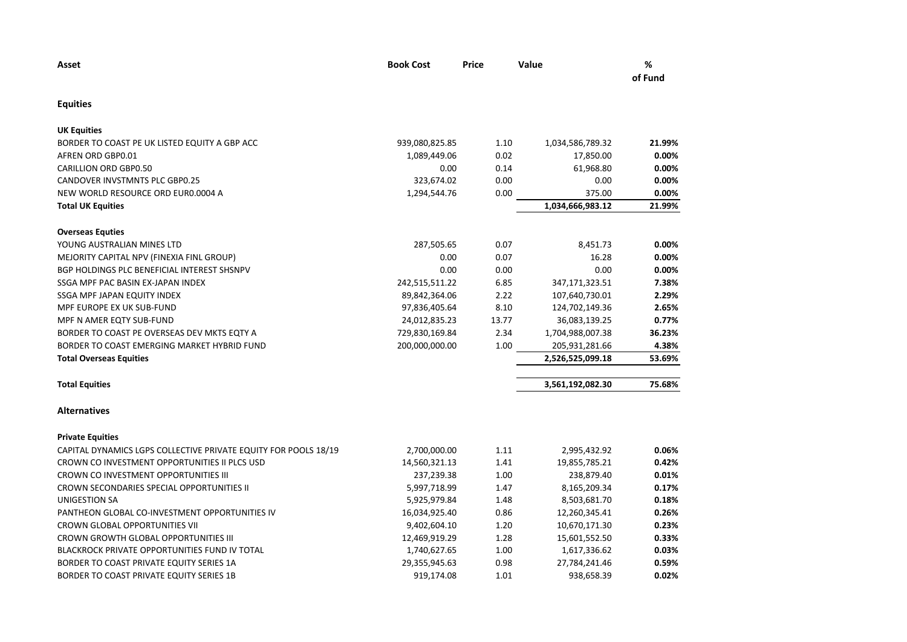| Asset | Book Cost | Price | Value | % of Fund |
|---|---|---|---|---|
| **Equities** | | | | |
| **UK Equities** | | | | |
| BORDER TO COAST PE UK LISTED EQUITY A GBP ACC | 939,080,825.85 | 1.10 | 1,034,586,789.32 | **21.99%** |
| AFREN ORD GBP0.01 | 1,089,449.06 | 0.02 | 17,850.00 | **0.00%** |
| CARILLION ORD GBP0.50 | 0.00 | 0.14 | 61,968.80 | **0.00%** |
| CANDOVER INVSTMNTS PLC GBP0.25 | 323,674.02 | 0.00 | 0.00 | **0.00%** |
| NEW WORLD RESOURCE ORD EUR0.0004 A | 1,294,544.76 | 0.00 | 375.00 | **0.00%** |
| **Total UK Equities** | | | **1,034,666,983.12** | **21.99%** |
| **Overseas Equties** | | | | |
| YOUNG AUSTRALIAN MINES LTD | 287,505.65 | 0.07 | 8,451.73 | **0.00%** |
| MEJORITY CAPITAL NPV (FINEXIA FINL GROUP) | 0.00 | 0.07 | 16.28 | **0.00%** |
| BGP HOLDINGS PLC BENEFICIAL INTEREST SHSNPV | 0.00 | 0.00 | 0.00 | **0.00%** |
| SSGA MPF PAC BASIN EX-JAPAN INDEX | 242,515,511.22 | 6.85 | 347,171,323.51 | **7.38%** |
| SSGA MPF JAPAN EQUITY INDEX | 89,842,364.06 | 2.22 | 107,640,730.01 | **2.29%** |
| MPF EUROPE EX UK SUB-FUND | 97,836,405.64 | 8.10 | 124,702,149.36 | **2.65%** |
| MPF N AMER EQTY SUB-FUND | 24,012,835.23 | 13.77 | 36,083,139.25 | **0.77%** |
| BORDER TO COAST PE OVERSEAS DEV MKTS EQTY A | 729,830,169.84 | 2.34 | 1,704,988,007.38 | **36.23%** |
| BORDER TO COAST EMERGING MARKET HYBRID FUND | 200,000,000.00 | 1.00 | 205,931,281.66 | **4.38%** |
| **Total Overseas Equities** | | | **2,526,525,099.18** | **53.69%** |
| **Total Equities** | | | **3,561,192,082.30** | **75.68%** |
| **Alternatives** | | | | |
| **Private Equities** | | | | |
| CAPITAL DYNAMICS LGPS COLLECTIVE PRIVATE EQUITY FOR POOLS 18/19 | 2,700,000.00 | 1.11 | 2,995,432.92 | **0.06%** |
| CROWN CO INVESTMENT OPPORTUNITIES II PLCS USD | 14,560,321.13 | 1.41 | 19,855,785.21 | **0.42%** |
| CROWN CO INVESTMENT OPPORTUNITIES III | 237,239.38 | 1.00 | 238,879.40 | **0.01%** |
| CROWN SECONDARIES SPECIAL OPPORTUNITIES II | 5,997,718.99 | 1.47 | 8,165,209.34 | **0.17%** |
| UNIGESTION SA | 5,925,979.84 | 1.48 | 8,503,681.70 | **0.18%** |
| PANTHEON GLOBAL CO-INVESTMENT OPPORTUNITIES IV | 16,034,925.40 | 0.86 | 12,260,345.41 | **0.26%** |
| CROWN GLOBAL OPPORTUNITIES VII | 9,402,604.10 | 1.20 | 10,670,171.30 | **0.23%** |
| CROWN GROWTH GLOBAL OPPORTUNITIES III | 12,469,919.29 | 1.28 | 15,601,552.50 | **0.33%** |
| BLACKROCK PRIVATE OPPORTUNITIES FUND IV TOTAL | 1,740,627.65 | 1.00 | 1,617,336.62 | **0.03%** |
| BORDER TO COAST PRIVATE EQUITY SERIES 1A | 29,355,945.63 | 0.98 | 27,784,241.46 | **0.59%** |
| BORDER TO COAST PRIVATE EQUITY SERIES 1B | 919,174.08 | 1.01 | 938,658.39 | **0.02%** |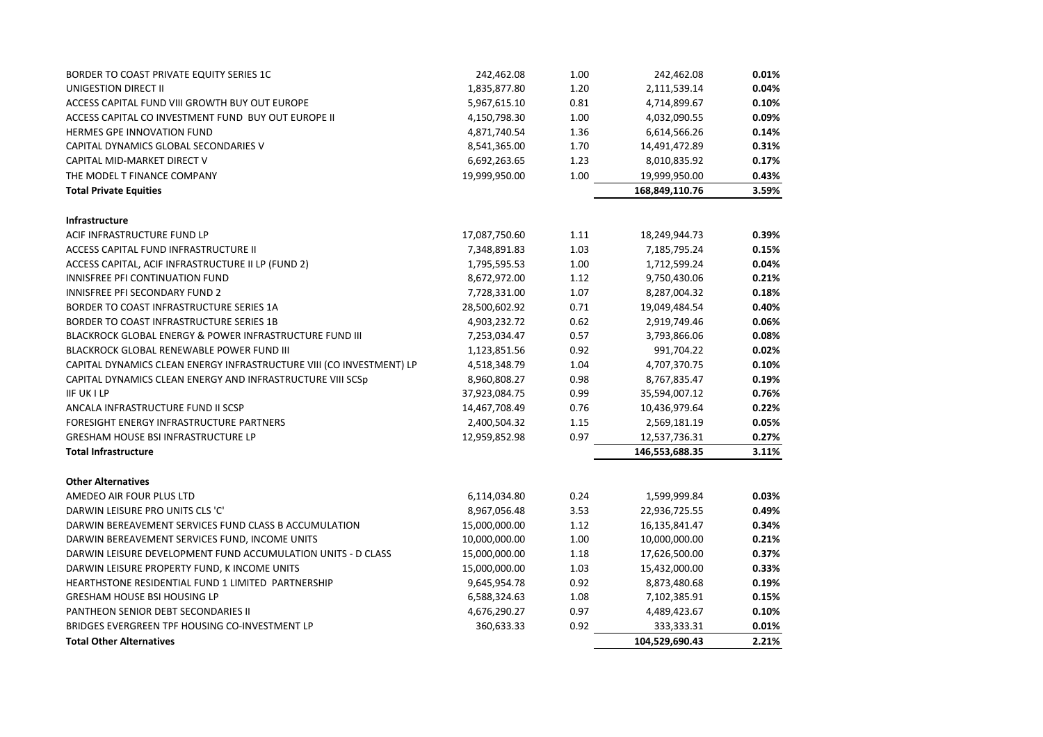| | | | | |
|---|---|---|---|---|
| BORDER TO COAST PRIVATE EQUITY SERIES 1C | 242,462.08 | 1.00 | 242,462.08 | **0.01%** |
| UNIGESTION DIRECT II | 1,835,877.80 | 1.20 | 2,111,539.14 | **0.04%** |
| ACCESS CAPITAL FUND VIII GROWTH BUY OUT EUROPE | 5,967,615.10 | 0.81 | 4,714,899.67 | **0.10%** |
| ACCESS CAPITAL CO INVESTMENT FUND BUY OUT EUROPE II | 4,150,798.30 | 1.00 | 4,032,090.55 | **0.09%** |
| HERMES GPE INNOVATION FUND | 4,871,740.54 | 1.36 | 6,614,566.26 | **0.14%** |
| CAPITAL DYNAMICS GLOBAL SECONDARIES V | 8,541,365.00 | 1.70 | 14,491,472.89 | **0.31%** |
| CAPITAL MID-MARKET DIRECT V | 6,692,263.65 | 1.23 | 8,010,835.92 | **0.17%** |
| THE MODEL T FINANCE COMPANY | 19,999,950.00 | 1.00 | 19,999,950.00 | **0.43%** |
| **Total Private Equities** | | | **168,849,110.76** | **3.59%** |
| | | | | |
| **Infrastructure** | | | | |
| ACIF INFRASTRUCTURE FUND LP | 17,087,750.60 | 1.11 | 18,249,944.73 | **0.39%** |
| ACCESS CAPITAL FUND INFRASTRUCTURE II | 7,348,891.83 | 1.03 | 7,185,795.24 | **0.15%** |
| ACCESS CAPITAL, ACIF INFRASTRUCTURE II LP (FUND 2) | 1,795,595.53 | 1.00 | 1,712,599.24 | **0.04%** |
| INNISFREE PFI CONTINUATION FUND | 8,672,972.00 | 1.12 | 9,750,430.06 | **0.21%** |
| INNISFREE PFI SECONDARY FUND 2 | 7,728,331.00 | 1.07 | 8,287,004.32 | **0.18%** |
| BORDER TO COAST INFRASTRUCTURE SERIES 1A | 28,500,602.92 | 0.71 | 19,049,484.54 | **0.40%** |
| BORDER TO COAST INFRASTRUCTURE SERIES 1B | 4,903,232.72 | 0.62 | 2,919,749.46 | **0.06%** |
| BLACKROCK GLOBAL ENERGY & POWER INFRASTRUCTURE FUND III | 7,253,034.47 | 0.57 | 3,793,866.06 | **0.08%** |
| BLACKROCK GLOBAL RENEWABLE POWER FUND III | 1,123,851.56 | 0.92 | 991,704.22 | **0.02%** |
| CAPITAL DYNAMICS CLEAN ENERGY INFRASTRUCTURE VIII (CO INVESTMENT) LP | 4,518,348.79 | 1.04 | 4,707,370.75 | **0.10%** |
| CAPITAL DYNAMICS CLEAN ENERGY AND INFRASTRUCTURE VIII SCSp | 8,960,808.27 | 0.98 | 8,767,835.47 | **0.19%** |
| IIF UK I LP | 37,923,084.75 | 0.99 | 35,594,007.12 | **0.76%** |
| ANCALA INFRASTRUCTURE FUND II SCSP | 14,467,708.49 | 0.76 | 10,436,979.64 | **0.22%** |
| FORESIGHT ENERGY INFRASTRUCTURE PARTNERS | 2,400,504.32 | 1.15 | 2,569,181.19 | **0.05%** |
| GRESHAM HOUSE BSI INFRASTRUCTURE LP | 12,959,852.98 | 0.97 | 12,537,736.31 | **0.27%** |
| **Total Infrastructure** | | | **146,553,688.35** | **3.11%** |
| | | | | |
| **Other Alternatives** | | | | |
| AMEDEO AIR FOUR PLUS LTD | 6,114,034.80 | 0.24 | 1,599,999.84 | **0.03%** |
| DARWIN LEISURE PRO UNITS CLS 'C' | 8,967,056.48 | 3.53 | 22,936,725.55 | **0.49%** |
| DARWIN BEREAVEMENT SERVICES FUND CLASS B ACCUMULATION | 15,000,000.00 | 1.12 | 16,135,841.47 | **0.34%** |
| DARWIN BEREAVEMENT SERVICES FUND, INCOME UNITS | 10,000,000.00 | 1.00 | 10,000,000.00 | **0.21%** |
| DARWIN LEISURE DEVELOPMENT FUND ACCUMULATION UNITS - D CLASS | 15,000,000.00 | 1.18 | 17,626,500.00 | **0.37%** |
| DARWIN LEISURE PROPERTY FUND, K INCOME UNITS | 15,000,000.00 | 1.03 | 15,432,000.00 | **0.33%** |
| HEARTHSTONE RESIDENTIAL FUND 1 LIMITED PARTNERSHIP | 9,645,954.78 | 0.92 | 8,873,480.68 | **0.19%** |
| GRESHAM HOUSE BSI HOUSING LP | 6,588,324.63 | 1.08 | 7,102,385.91 | **0.15%** |
| PANTHEON SENIOR DEBT SECONDARIES II | 4,676,290.27 | 0.97 | 4,489,423.67 | **0.10%** |
| BRIDGES EVERGREEN TPF HOUSING CO-INVESTMENT LP | 360,633.33 | 0.92 | 333,333.31 | **0.01%** |
| **Total Other Alternatives** | | | **104,529,690.43** | **2.21%** |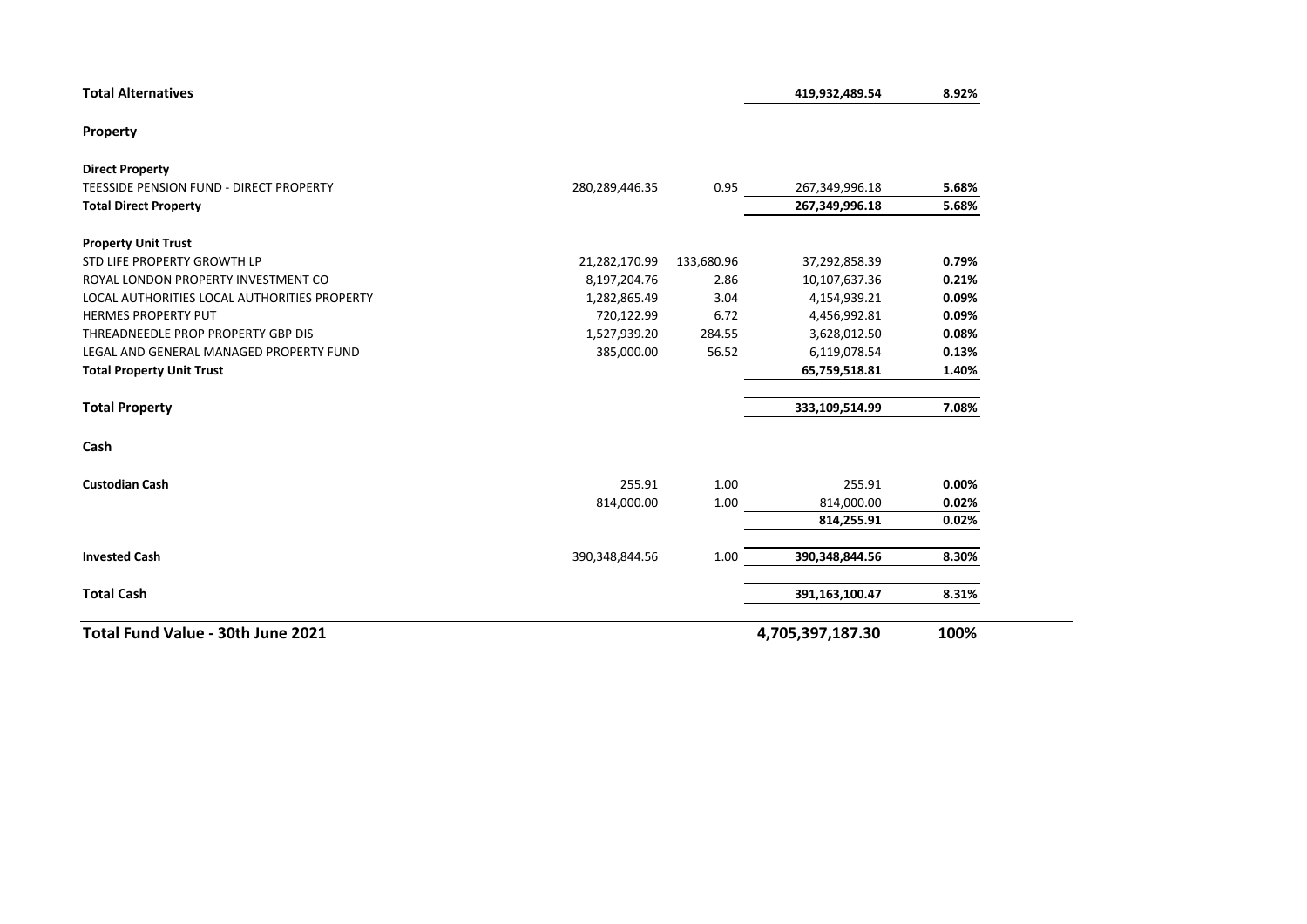| | | | | |
|---|---|---|---|---|
| **Total Alternatives** | | | **419,932,489.54** | **8.92%** |
| | | | | |
| **Property** | | | | |
| | | | | |
| **Direct Property** | | | | |
| TEESSIDE PENSION FUND - DIRECT PROPERTY | 280,289,446.35 | 0.95 | 267,349,996.18 | **5.68%** |
| **Total Direct Property** | | | **267,349,996.18** | **5.68%** |
| | | | | |
| **Property Unit Trust** | | | | |
| STD LIFE PROPERTY GROWTH LP | 21,282,170.99 | 133,680.96 | 37,292,858.39 | **0.79%** |
| ROYAL LONDON PROPERTY INVESTMENT CO | 8,197,204.76 | 2.86 | 10,107,637.36 | **0.21%** |
| LOCAL AUTHORITIES LOCAL AUTHORITIES PROPERTY | 1,282,865.49 | 3.04 | 4,154,939.21 | **0.09%** |
| HERMES PROPERTY PUT | 720,122.99 | 6.72 | 4,456,992.81 | **0.09%** |
| THREADNEEDLE PROP PROPERTY GBP DIS | 1,527,939.20 | 284.55 | 3,628,012.50 | **0.08%** |
| LEGAL AND GENERAL MANAGED PROPERTY FUND | 385,000.00 | 56.52 | 6,119,078.54 | **0.13%** |
| **Total Property Unit Trust** | | | **65,759,518.81** | **1.40%** |
| | | | | |
| **Total Property** | | | **333,109,514.99** | **7.08%** |
| | | | | |
| **Cash** | | | | |
| | | | | |
| **Custodian Cash** | 255.91 | 1.00 | 255.91 | **0.00%** |
| | 814,000.00 | 1.00 | 814,000.00 | **0.02%** |
| | | | **814,255.91** | **0.02%** |
| | | | | |
| **Invested Cash** | 390,348,844.56 | 1.00 | **390,348,844.56** | **8.30%** |
| | | | | |
| **Total Cash** | | | **391,163,100.47** | **8.31%** |
| | | | | |
| **Total Fund Value - 30th June 2021** | | | **4,705,397,187.30** | **100%** |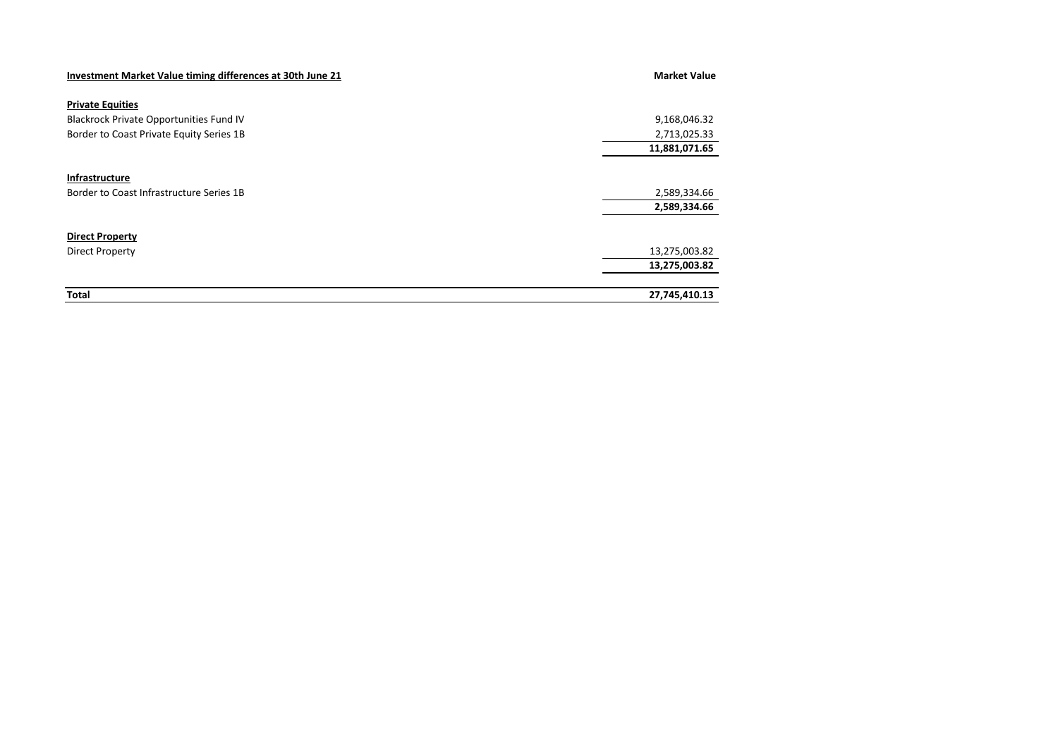| **Investment Market Value timing differences at 30th June 21** | **Market Value** |
|---|---|
| **Private Equities** | |
| Blackrock Private Opportunities Fund IV | 9,168,046.32 |
| Border to Coast Private Equity Series 1B | 2,713,025.33 |
| | **11,881,071.65** |
| **Infrastructure** | |
| Border to Coast Infrastructure Series 1B | 2,589,334.66 |
| | **2,589,334.66** |
| **Direct Property** | |
| Direct Property | 13,275,003.82 |
| | **13,275,003.82** |
| **Total** | **27,745,410.13** |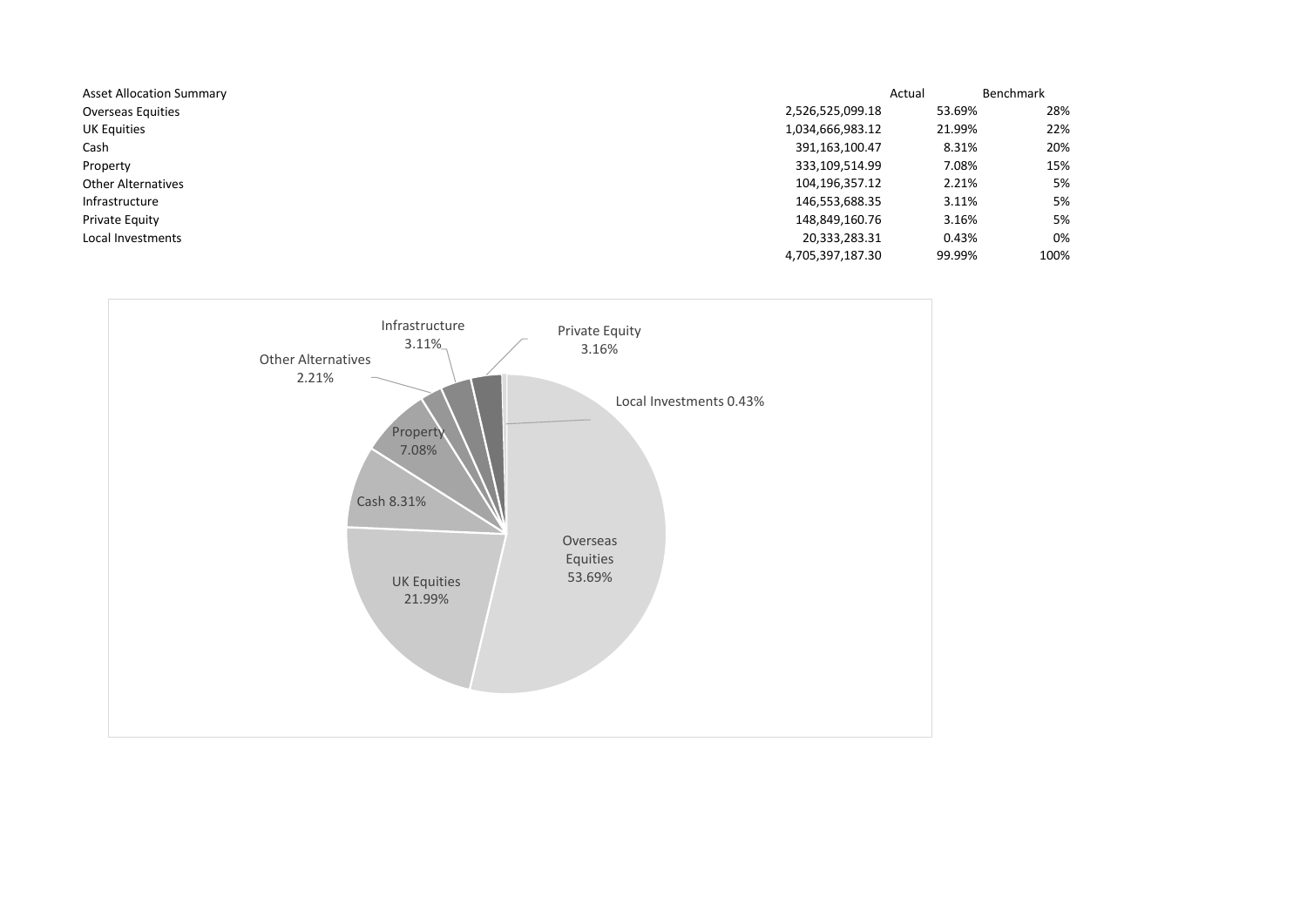| Asset Allocation Summary | | Actual | Benchmark |
|---|---|---|---|
| Overseas Equities | 2,526,525,099.18 | 53.69% | 28% |
| UK Equities | 1,034,666,983.12 | 21.99% | 22% |
| Cash | 391,163,100.47 | 8.31% | 20% |
| Property | 333,109,514.99 | 7.08% | 15% |
| Other Alternatives | 104,196,357.12 | 2.21% | 5% |
| Infrastructure | 146,553,688.35 | 3.11% | 5% |
| Private Equity | 148,849,160.76 | 3.16% | 5% |
| Local Investments | 20,333,283.31 | 0.43% | 0% |
| | 4,705,397,187.30 | 99.99% | 100% |

Infrastructure 3.11%
Private Equity 3.16%
Other Alternatives 2.21%
Local Investments 0.43%
Property 7.08%
Cash 8.31%
Overseas Equities 53.69%
UK Equities 21.99%